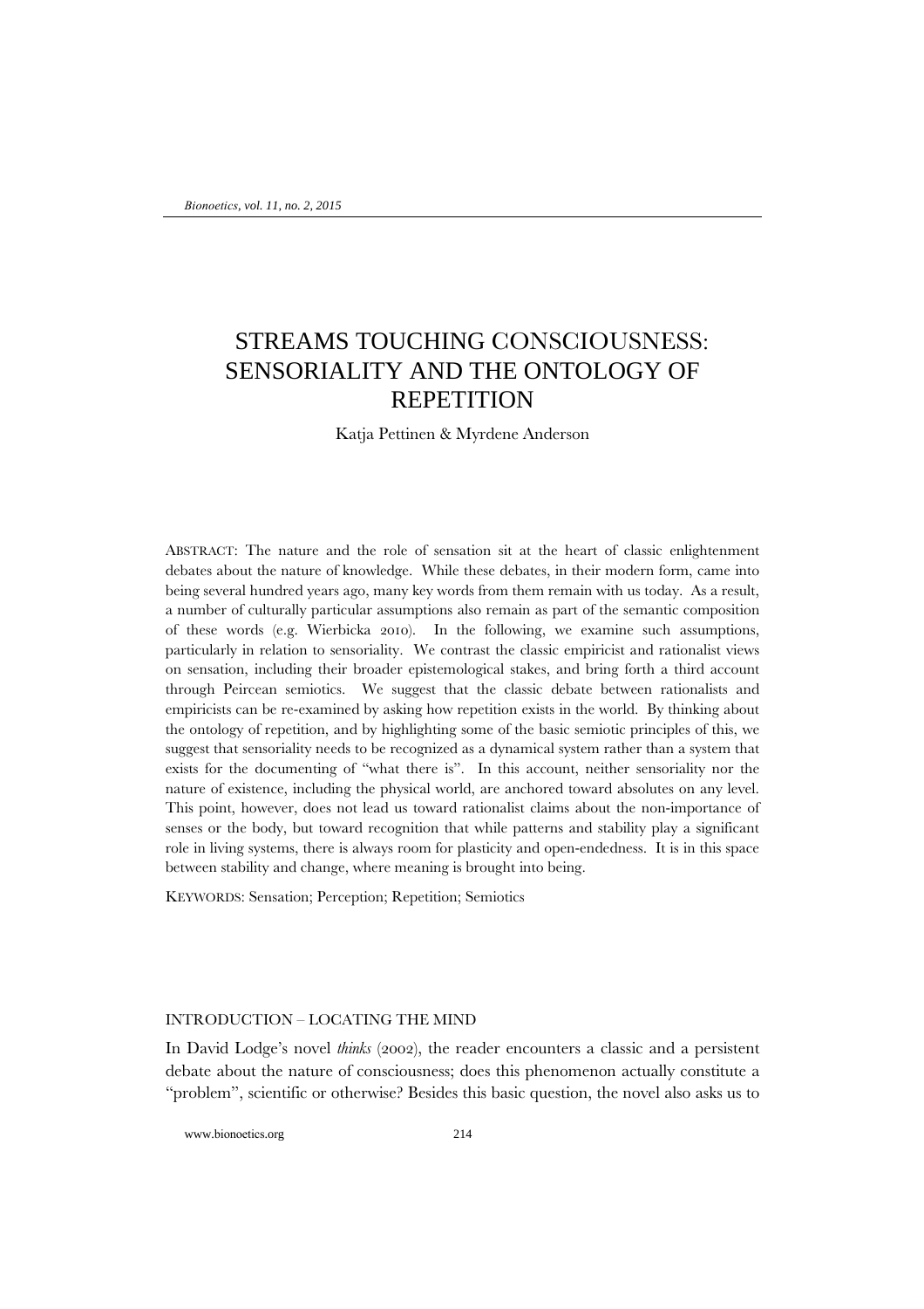# STREAMS TOUCHING CONSCIOUSNESS: SENSORIALITY AND THE ONTOLOGY OF REPETITION

Katja Pettinen & Myrdene Anderson

ABSTRACT: The nature and the role of sensation sit at the heart of classic enlightenment debates about the nature of knowledge. While these debates, in their modern form, came into being several hundred years ago, many key words from them remain with us today. As a result, a number of culturally particular assumptions also remain as part of the semantic composition of these words (e.g. Wierbicka 2010). In the following, we examine such assumptions, particularly in relation to sensoriality. We contrast the classic empiricist and rationalist views on sensation, including their broader epistemological stakes, and bring forth a third account through Peircean semiotics. We suggest that the classic debate between rationalists and empiricists can be re-examined by asking how repetition exists in the world. By thinking about the ontology of repetition, and by highlighting some of the basic semiotic principles of this, we suggest that sensoriality needs to be recognized as a dynamical system rather than a system that exists for the documenting of "what there is". In this account, neither sensoriality nor the nature of existence, including the physical world, are anchored toward absolutes on any level. This point, however, does not lead us toward rationalist claims about the non-importance of senses or the body, but toward recognition that while patterns and stability play a significant role in living systems, there is always room for plasticity and open-endedness. It is in this space between stability and change, where meaning is brought into being.

KEYWORDS: Sensation; Perception; Repetition; Semiotics

## INTRODUCTION – LOCATING THE MIND

In David Lodge's novel *thinks* (2002), the reader encounters a classic and a persistent debate about the nature of consciousness; does this phenomenon actually constitute a "problem", scientific or otherwise? Besides this basic question, the novel also asks us to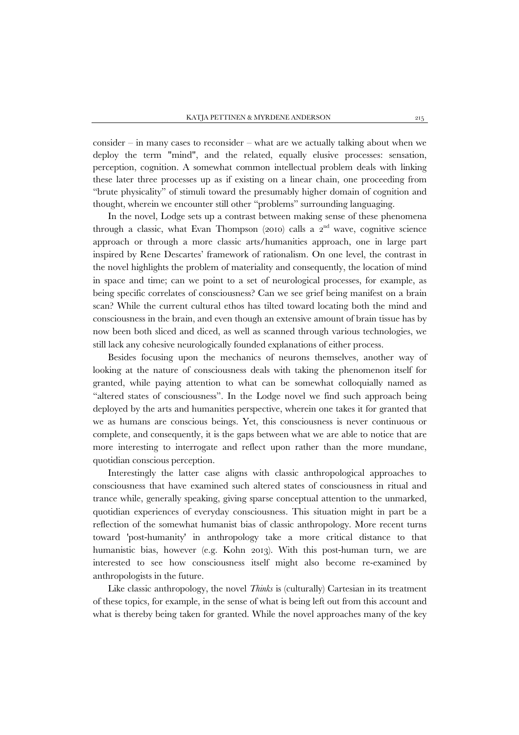consider – in many cases to reconsider – what are we actually talking about when we deploy the term "mind", and the related, equally elusive processes: sensation, perception, cognition. A somewhat common intellectual problem deals with linking these later three processes up as if existing on a linear chain, one proceeding from "brute physicality" of stimuli toward the presumably higher domain of cognition and thought, wherein we encounter still other "problems" surrounding languaging.

In the novel, Lodge sets up a contrast between making sense of these phenomena through a classic, what Evan Thompson (2010) calls a 2nd wave, cognitive science approach or through a more classic arts/humanities approach, one in large part inspired by Rene Descartes' framework of rationalism. On one level, the contrast in the novel highlights the problem of materiality and consequently, the location of mind in space and time; can we point to a set of neurological processes, for example, as being specific correlates of consciousness? Can we see grief being manifest on a brain scan? While the current cultural ethos has tilted toward locating both the mind and consciousness in the brain, and even though an extensive amount of brain tissue has by now been both sliced and diced, as well as scanned through various technologies, we still lack any cohesive neurologically founded explanations of either process.

Besides focusing upon the mechanics of neurons themselves, another way of looking at the nature of consciousness deals with taking the phenomenon itself for granted, while paying attention to what can be somewhat colloquially named as "altered states of consciousness". In the Lodge novel we find such approach being deployed by the arts and humanities perspective, wherein one takes it for granted that we as humans are conscious beings. Yet, this consciousness is never continuous or complete, and consequently, it is the gaps between what we are able to notice that are more interesting to interrogate and reflect upon rather than the more mundane, quotidian conscious perception.

Interestingly the latter case aligns with classic anthropological approaches to consciousness that have examined such altered states of consciousness in ritual and trance while, generally speaking, giving sparse conceptual attention to the unmarked, quotidian experiences of everyday consciousness. This situation might in part be a reflection of the somewhat humanist bias of classic anthropology. More recent turns toward 'post-humanity' in anthropology take a more critical distance to that humanistic bias, however (e.g. Kohn 2013). With this post-human turn, we are interested to see how consciousness itself might also become re-examined by anthropologists in the future.

Like classic anthropology, the novel *Thinks* is (culturally) Cartesian in its treatment of these topics, for example, in the sense of what is being left out from this account and what is thereby being taken for granted. While the novel approaches many of the key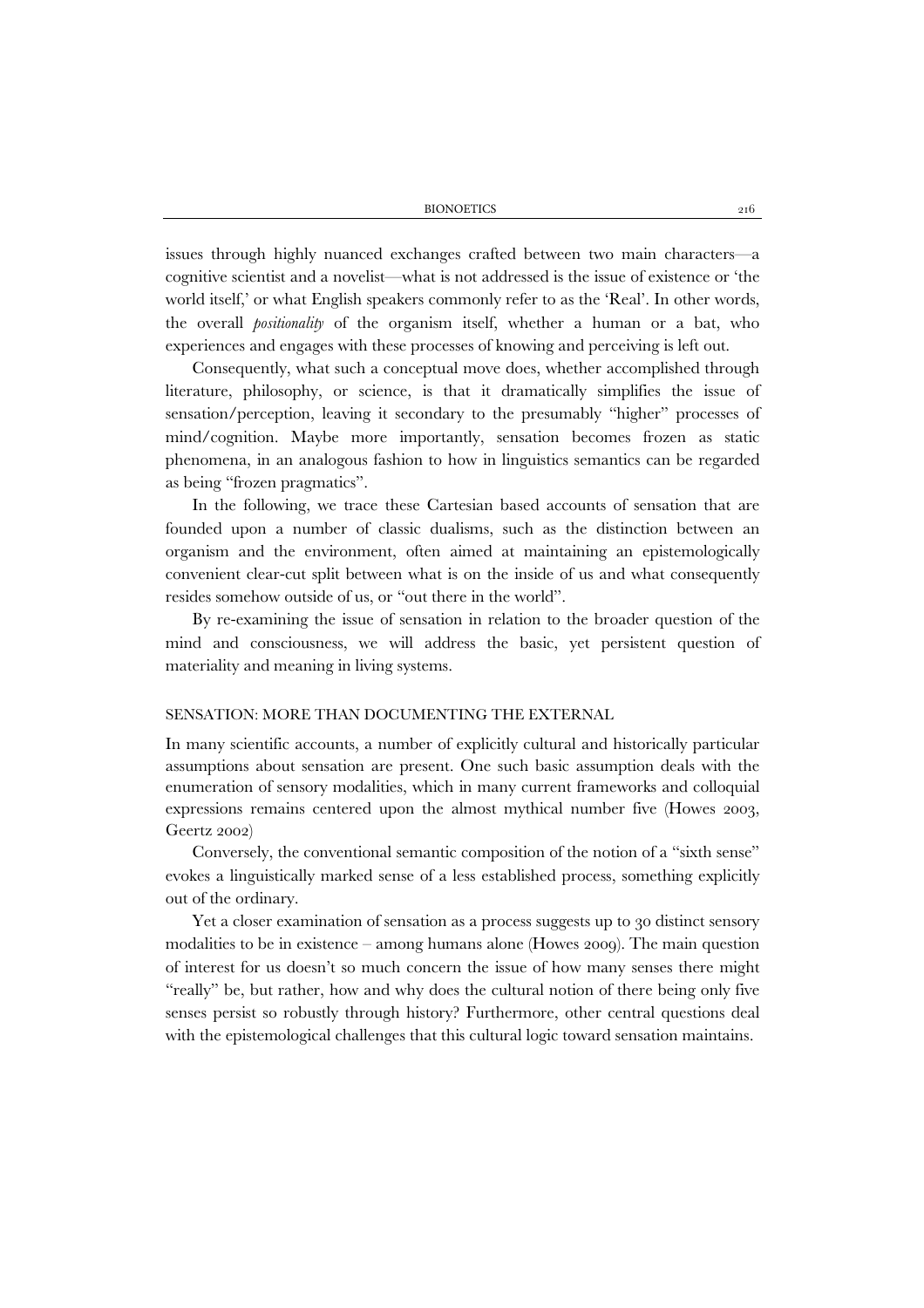issues through highly nuanced exchanges crafted between two main characters—a cognitive scientist and a novelist—what is not addressed is the issue of existence or 'the world itself,' or what English speakers commonly refer to as the 'Real'. In other words, the overall *positionality* of the organism itself, whether a human or a bat, who experiences and engages with these processes of knowing and perceiving is left out.

Consequently, what such a conceptual move does, whether accomplished through literature, philosophy, or science, is that it dramatically simplifies the issue of sensation/perception, leaving it secondary to the presumably "higher" processes of mind/cognition. Maybe more importantly, sensation becomes frozen as static phenomena, in an analogous fashion to how in linguistics semantics can be regarded as being "frozen pragmatics".

In the following, we trace these Cartesian based accounts of sensation that are founded upon a number of classic dualisms, such as the distinction between an organism and the environment, often aimed at maintaining an epistemologically convenient clear-cut split between what is on the inside of us and what consequently resides somehow outside of us, or "out there in the world".

By re-examining the issue of sensation in relation to the broader question of the mind and consciousness, we will address the basic, yet persistent question of materiality and meaning in living systems.

## SENSATION: MORE THAN DOCUMENTING THE EXTERNAL

In many scientific accounts, a number of explicitly cultural and historically particular assumptions about sensation are present. One such basic assumption deals with the enumeration of sensory modalities, which in many current frameworks and colloquial expressions remains centered upon the almost mythical number five (Howes 2003, Geertz 2002)

Conversely, the conventional semantic composition of the notion of a "sixth sense" evokes a linguistically marked sense of a less established process, something explicitly out of the ordinary.

Yet a closer examination of sensation as a process suggests up to 30 distinct sensory modalities to be in existence – among humans alone (Howes 2009). The main question of interest for us doesn't so much concern the issue of how many senses there might "really" be, but rather, how and why does the cultural notion of there being only five senses persist so robustly through history? Furthermore, other central questions deal with the epistemological challenges that this cultural logic toward sensation maintains.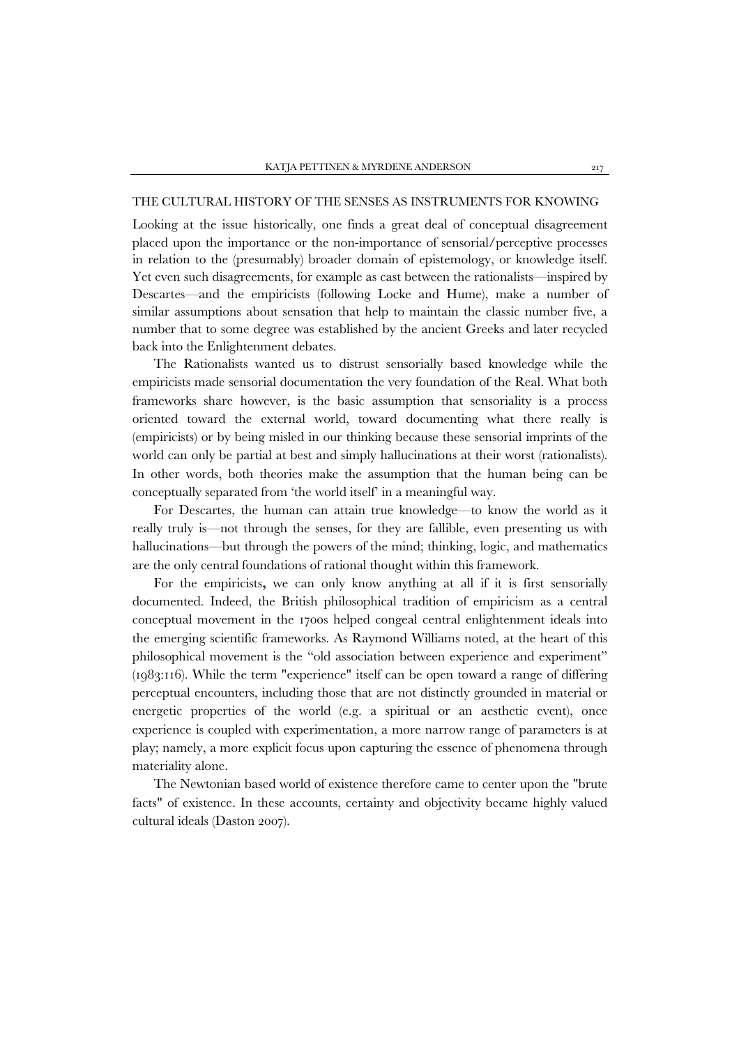## THE CULTURAL HISTORY OF THE SENSES AS INSTRUMENTS FOR KNOWING

Looking at the issue historically, one finds a great deal of conceptual disagreement placed upon the importance or the non-importance of sensorial/perceptive processes in relation to the (presumably) broader domain of epistemology, or knowledge itself. Yet even such disagreements, for example as cast between the rationalists—inspired by Descartes—and the empiricists (following Locke and Hume), make a number of similar assumptions about sensation that help to maintain the classic number five, a number that to some degree was established by the ancient Greeks and later recycled back into the Enlightenment debates.

The Rationalists wanted us to distrust sensorially based knowledge while the empiricists made sensorial documentation the very foundation of the Real. What both frameworks share however, is the basic assumption that sensoriality is a process oriented toward the external world, toward documenting what there really is (empiricists) or by being misled in our thinking because these sensorial imprints of the world can only be partial at best and simply hallucinations at their worst (rationalists). In other words, both theories make the assumption that the human being can be conceptually separated from 'the world itself' in a meaningful way.

For Descartes, the human can attain true knowledge—to know the world as it really truly is—not through the senses, for they are fallible, even presenting us with hallucinations—but through the powers of the mind; thinking, logic, and mathematics are the only central foundations of rational thought within this framework.

For the empiricists**,** we can only know anything at all if it is first sensorially documented. Indeed, the British philosophical tradition of empiricism as a central conceptual movement in the 1700s helped congeal central enlightenment ideals into the emerging scientific frameworks. As Raymond Williams noted, at the heart of this philosophical movement is the "old association between experience and experiment" (1983:116). While the term "experience" itself can be open toward a range of differing perceptual encounters, including those that are not distinctly grounded in material or energetic properties of the world (e.g. a spiritual or an aesthetic event), once experience is coupled with experimentation, a more narrow range of parameters is at play; namely, a more explicit focus upon capturing the essence of phenomena through materiality alone.

The Newtonian based world of existence therefore came to center upon the "brute facts" of existence. In these accounts, certainty and objectivity became highly valued cultural ideals (Daston 2007).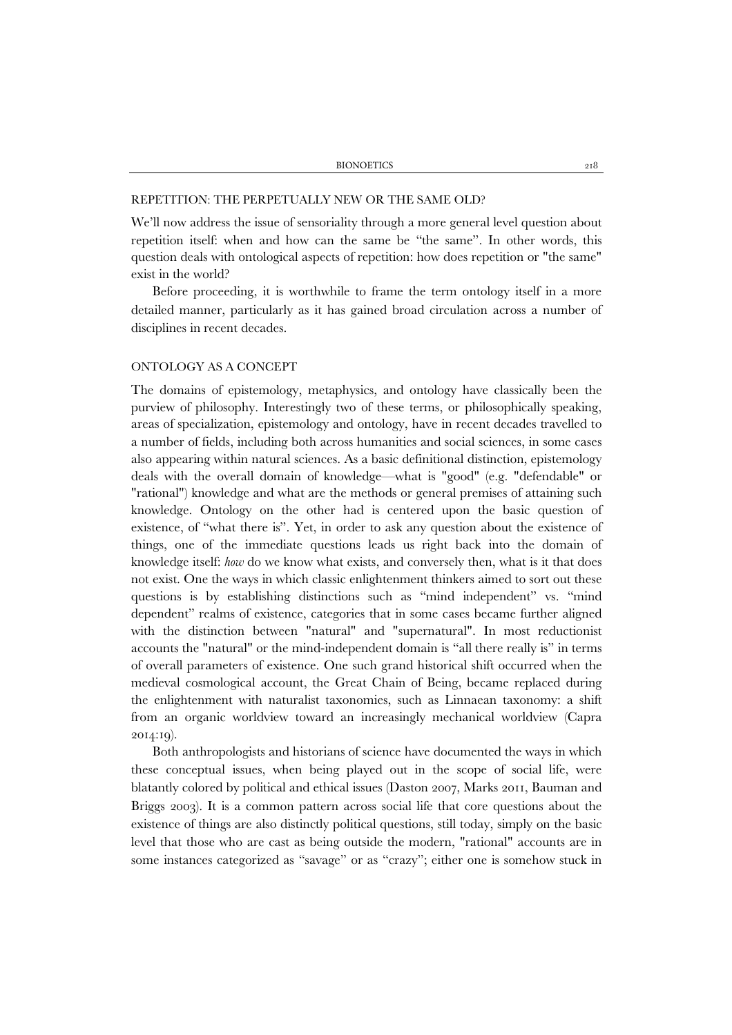## REPETITION: THE PERPETUALLY NEW OR THE SAME OLD?

We'll now address the issue of sensoriality through a more general level question about repetition itself: when and how can the same be "the same". In other words, this question deals with ontological aspects of repetition: how does repetition or "the same" exist in the world?

Before proceeding, it is worthwhile to frame the term ontology itself in a more detailed manner, particularly as it has gained broad circulation across a number of disciplines in recent decades.

## ONTOLOGY AS A CONCEPT

The domains of epistemology, metaphysics, and ontology have classically been the purview of philosophy. Interestingly two of these terms, or philosophically speaking, areas of specialization, epistemology and ontology, have in recent decades travelled to a number of fields, including both across humanities and social sciences, in some cases also appearing within natural sciences. As a basic definitional distinction, epistemology deals with the overall domain of knowledge—what is "good" (e.g. "defendable" or "rational") knowledge and what are the methods or general premises of attaining such knowledge. Ontology on the other had is centered upon the basic question of existence, of "what there is". Yet, in order to ask any question about the existence of things, one of the immediate questions leads us right back into the domain of knowledge itself: *how* do we know what exists, and conversely then, what is it that does not exist. One the ways in which classic enlightenment thinkers aimed to sort out these questions is by establishing distinctions such as "mind independent" vs. "mind dependent" realms of existence, categories that in some cases became further aligned with the distinction between "natural" and "supernatural". In most reductionist accounts the "natural" or the mind-independent domain is "all there really is" in terms of overall parameters of existence. One such grand historical shift occurred when the medieval cosmological account, the Great Chain of Being, became replaced during the enlightenment with naturalist taxonomies, such as Linnaean taxonomy: a shift from an organic worldview toward an increasingly mechanical worldview (Capra 2014:19).

Both anthropologists and historians of science have documented the ways in which these conceptual issues, when being played out in the scope of social life, were blatantly colored by political and ethical issues (Daston 2007, Marks 2011, Bauman and Briggs 2003). It is a common pattern across social life that core questions about the existence of things are also distinctly political questions, still today, simply on the basic level that those who are cast as being outside the modern, "rational" accounts are in some instances categorized as "savage" or as "crazy"; either one is somehow stuck in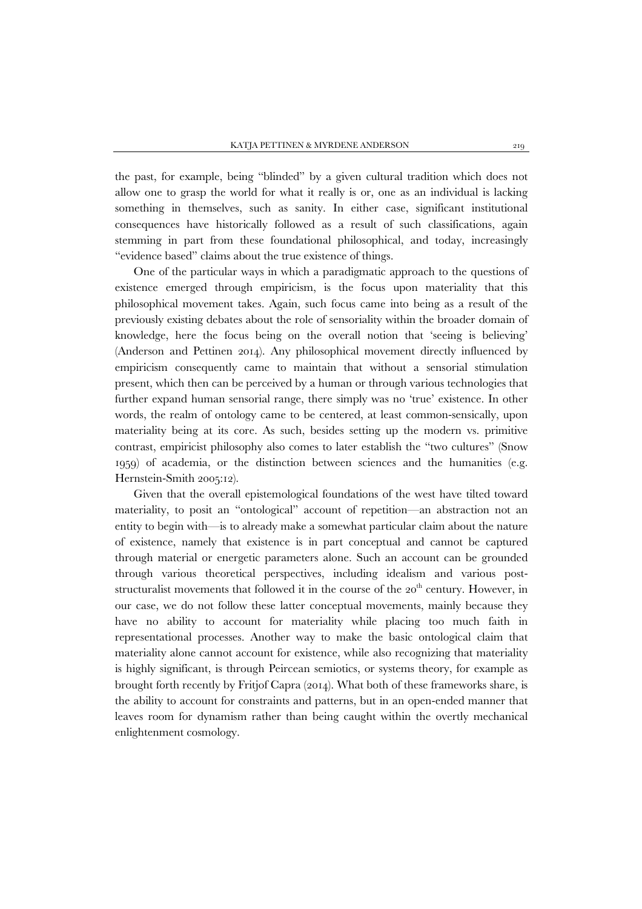the past, for example, being "blinded" by a given cultural tradition which does not allow one to grasp the world for what it really is or, one as an individual is lacking something in themselves, such as sanity. In either case, significant institutional consequences have historically followed as a result of such classifications, again stemming in part from these foundational philosophical, and today, increasingly "evidence based" claims about the true existence of things.

One of the particular ways in which a paradigmatic approach to the questions of existence emerged through empiricism, is the focus upon materiality that this philosophical movement takes. Again, such focus came into being as a result of the previously existing debates about the role of sensoriality within the broader domain of knowledge, here the focus being on the overall notion that 'seeing is believing' (Anderson and Pettinen 2014). Any philosophical movement directly influenced by empiricism consequently came to maintain that without a sensorial stimulation present, which then can be perceived by a human or through various technologies that further expand human sensorial range, there simply was no 'true' existence. In other words, the realm of ontology came to be centered, at least common-sensically, upon materiality being at its core. As such, besides setting up the modern vs. primitive contrast, empiricist philosophy also comes to later establish the "two cultures" (Snow 1959) of academia, or the distinction between sciences and the humanities (e.g. Hernstein-Smith 2005:12).

Given that the overall epistemological foundations of the west have tilted toward materiality, to posit an "ontological" account of repetition—an abstraction not an entity to begin with—is to already make a somewhat particular claim about the nature of existence, namely that existence is in part conceptual and cannot be captured through material or energetic parameters alone. Such an account can be grounded through various theoretical perspectives, including idealism and various post-structuralist movements that followed it in the course of the 20th century. However, in our case, we do not follow these latter conceptual movements, mainly because they have no ability to account for materiality while placing too much faith in representational processes. Another way to make the basic ontological claim that materiality alone cannot account for existence, while also recognizing that materiality is highly significant, is through Peircean semiotics, or systems theory, for example as brought forth recently by Fritjof Capra (2014). What both of these frameworks share, is the ability to account for constraints and patterns, but in an open-ended manner that leaves room for dynamism rather than being caught within the overtly mechanical enlightenment cosmology.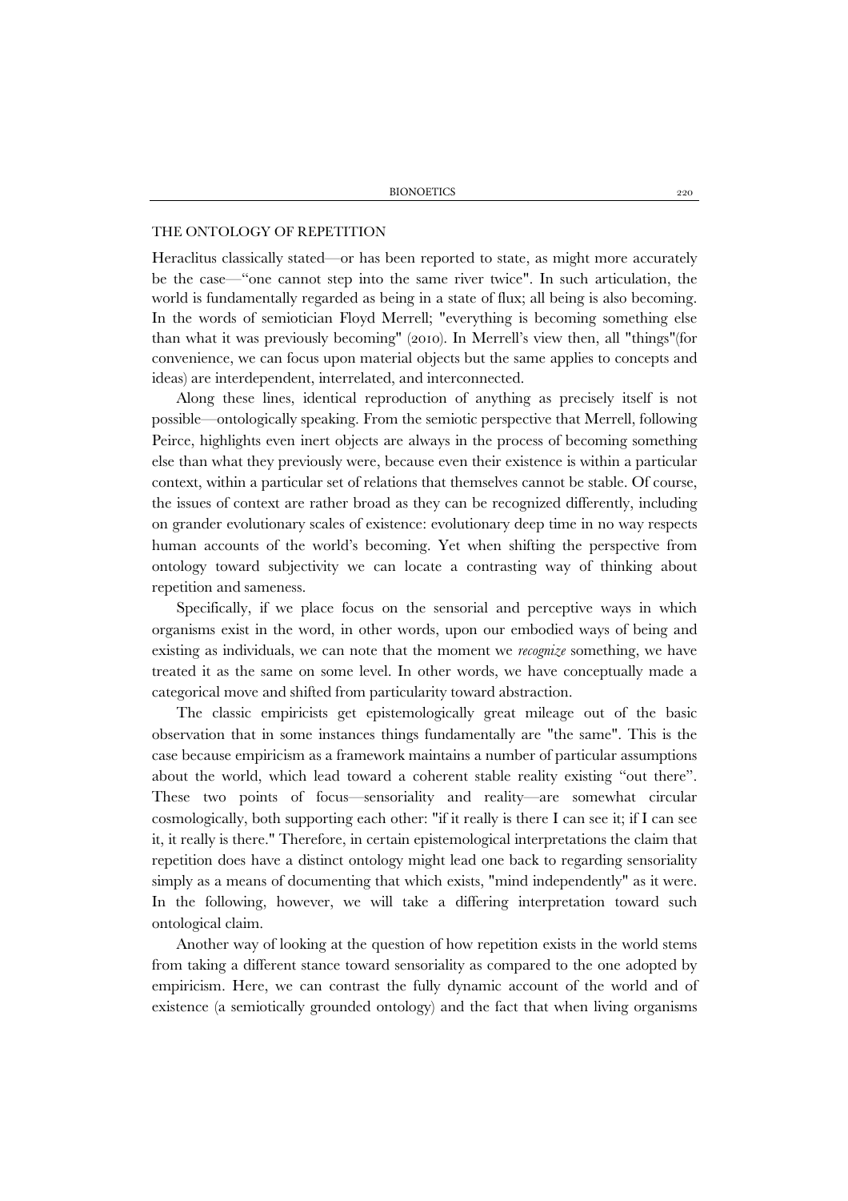## THE ONTOLOGY OF REPETITION

Heraclitus classically stated—or has been reported to state, as might more accurately be the case—"one cannot step into the same river twice". In such articulation, the world is fundamentally regarded as being in a state of flux; all being is also becoming. In the words of semiotician Floyd Merrell; "everything is becoming something else than what it was previously becoming" (2010). In Merrell's view then, all "things"(for convenience, we can focus upon material objects but the same applies to concepts and ideas) are interdependent, interrelated, and interconnected.

Along these lines, identical reproduction of anything as precisely itself is not possible—ontologically speaking. From the semiotic perspective that Merrell, following Peirce, highlights even inert objects are always in the process of becoming something else than what they previously were, because even their existence is within a particular context, within a particular set of relations that themselves cannot be stable. Of course, the issues of context are rather broad as they can be recognized differently, including on grander evolutionary scales of existence: evolutionary deep time in no way respects human accounts of the world's becoming. Yet when shifting the perspective from ontology toward subjectivity we can locate a contrasting way of thinking about repetition and sameness.

Specifically, if we place focus on the sensorial and perceptive ways in which organisms exist in the word, in other words, upon our embodied ways of being and existing as individuals, we can note that the moment we *recognize* something, we have treated it as the same on some level. In other words, we have conceptually made a categorical move and shifted from particularity toward abstraction.

The classic empiricists get epistemologically great mileage out of the basic observation that in some instances things fundamentally are "the same". This is the case because empiricism as a framework maintains a number of particular assumptions about the world, which lead toward a coherent stable reality existing "out there". These two points of focus—sensoriality and reality—are somewhat circular cosmologically, both supporting each other: "if it really is there I can see it; if I can see it, it really is there." Therefore, in certain epistemological interpretations the claim that repetition does have a distinct ontology might lead one back to regarding sensoriality simply as a means of documenting that which exists, "mind independently" as it were. In the following, however, we will take a differing interpretation toward such ontological claim.

Another way of looking at the question of how repetition exists in the world stems from taking a different stance toward sensoriality as compared to the one adopted by empiricism. Here, we can contrast the fully dynamic account of the world and of existence (a semiotically grounded ontology) and the fact that when living organisms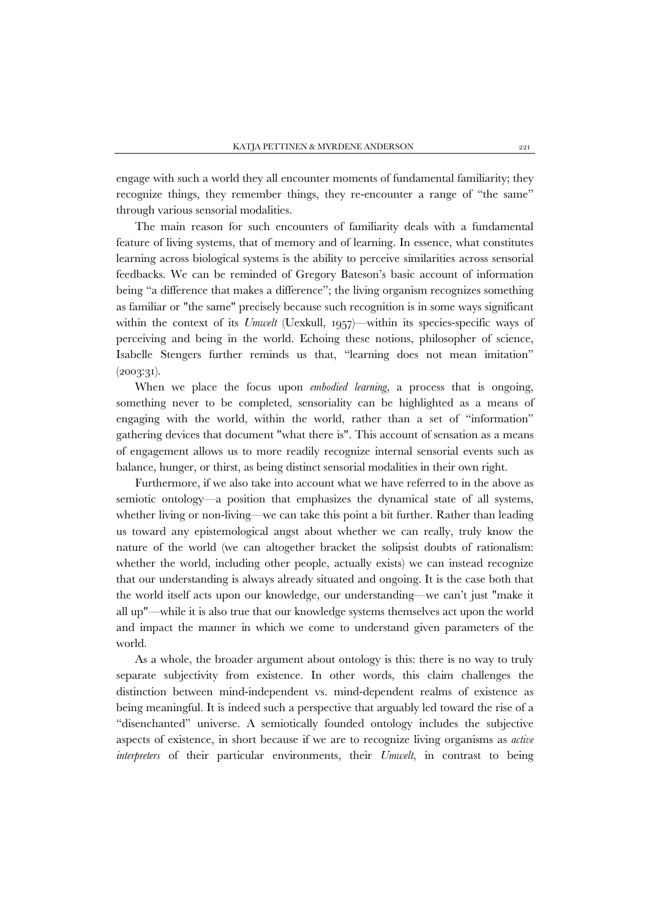engage with such a world they all encounter moments of fundamental familiarity; they recognize things, they remember things, they re-encounter a range of "the same" through various sensorial modalities.

The main reason for such encounters of familiarity deals with a fundamental feature of living systems, that of memory and of learning. In essence, what constitutes learning across biological systems is the ability to perceive similarities across sensorial feedbacks. We can be reminded of Gregory Bateson's basic account of information being "a difference that makes a difference"; the living organism recognizes something as familiar or "the same" precisely because such recognition is in some ways significant within the context of its *Umwelt* (Uexkull, 1957)—within its species-specific ways of perceiving and being in the world. Echoing these notions, philosopher of science, Isabelle Stengers further reminds us that, "learning does not mean imitation" (2003:31).

When we place the focus upon *embodied learning*, a process that is ongoing, something never to be completed, sensoriality can be highlighted as a means of engaging with the world, within the world, rather than a set of "information" gathering devices that document "what there is". This account of sensation as a means of engagement allows us to more readily recognize internal sensorial events such as balance, hunger, or thirst, as being distinct sensorial modalities in their own right.

Furthermore, if we also take into account what we have referred to in the above as semiotic ontology—a position that emphasizes the dynamical state of all systems, whether living or non-living—we can take this point a bit further. Rather than leading us toward any epistemological angst about whether we can really, truly know the nature of the world (we can altogether bracket the solipsist doubts of rationalism: whether the world, including other people, actually exists) we can instead recognize that our understanding is always already situated and ongoing. It is the case both that the world itself acts upon our knowledge, our understanding—we can't just "make it all up"—while it is also true that our knowledge systems themselves act upon the world and impact the manner in which we come to understand given parameters of the world.

As a whole, the broader argument about ontology is this: there is no way to truly separate subjectivity from existence. In other words, this claim challenges the distinction between mind-independent vs. mind-dependent realms of existence as being meaningful. It is indeed such a perspective that arguably led toward the rise of a "disenchanted" universe. A semiotically founded ontology includes the subjective aspects of existence, in short because if we are to recognize living organisms as *active interpreters* of their particular environments, their *Umwelt*, in contrast to being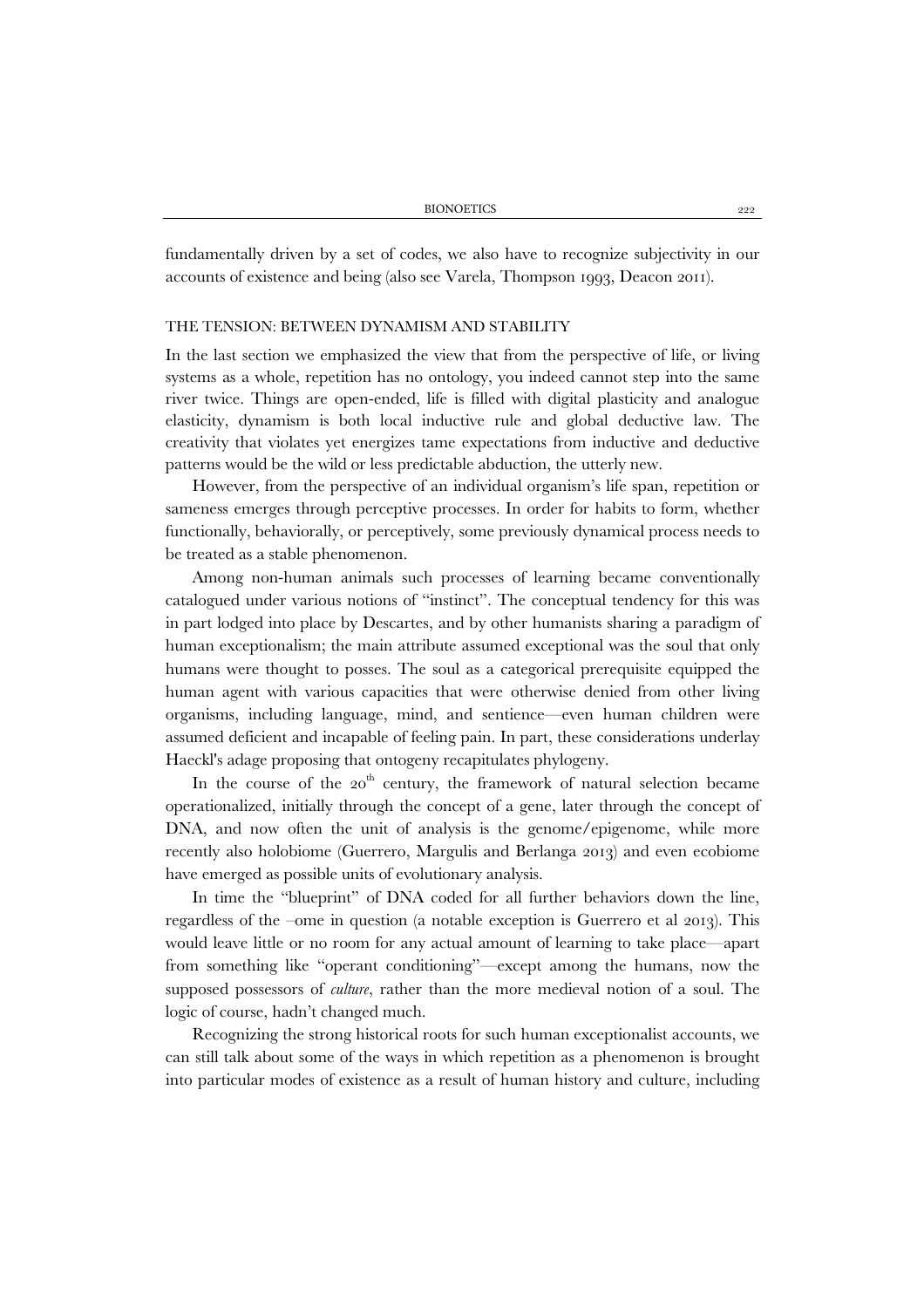fundamentally driven by a set of codes, we also have to recognize subjectivity in our accounts of existence and being (also see Varela, Thompson 1993, Deacon 2011).

## THE TENSION: BETWEEN DYNAMISM AND STABILITY

In the last section we emphasized the view that from the perspective of life, or living systems as a whole, repetition has no ontology, you indeed cannot step into the same river twice. Things are open-ended, life is filled with digital plasticity and analogue elasticity, dynamism is both local inductive rule and global deductive law. The creativity that violates yet energizes tame expectations from inductive and deductive patterns would be the wild or less predictable abduction, the utterly new.

However, from the perspective of an individual organism's life span, repetition or sameness emerges through perceptive processes. In order for habits to form, whether functionally, behaviorally, or perceptively, some previously dynamical process needs to be treated as a stable phenomenon.

Among non-human animals such processes of learning became conventionally catalogued under various notions of "instinct". The conceptual tendency for this was in part lodged into place by Descartes, and by other humanists sharing a paradigm of human exceptionalism; the main attribute assumed exceptional was the soul that only humans were thought to posses. The soul as a categorical prerequisite equipped the human agent with various capacities that were otherwise denied from other living organisms, including language, mind, and sentience—even human children were assumed deficient and incapable of feeling pain. In part, these considerations underlay Haeckl's adage proposing that ontogeny recapitulates phylogeny.

In the course of the 20th century, the framework of natural selection became operationalized, initially through the concept of a gene, later through the concept of DNA, and now often the unit of analysis is the genome/epigenome, while more recently also holobiome (Guerrero, Margulis and Berlanga 2013) and even ecobiome have emerged as possible units of evolutionary analysis.

In time the "blueprint" of DNA coded for all further behaviors down the line, regardless of the –ome in question (a notable exception is Guerrero et al 2013). This would leave little or no room for any actual amount of learning to take place—apart from something like "operant conditioning"—except among the humans, now the supposed possessors of *culture*, rather than the more medieval notion of a soul. The logic of course, hadn't changed much.

Recognizing the strong historical roots for such human exceptionalist accounts, we can still talk about some of the ways in which repetition as a phenomenon is brought into particular modes of existence as a result of human history and culture, including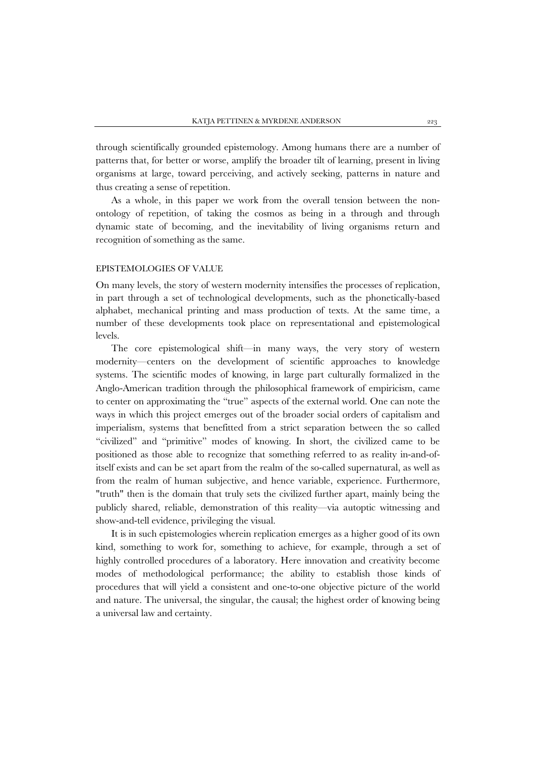through scientifically grounded epistemology. Among humans there are a number of patterns that, for better or worse, amplify the broader tilt of learning, present in living organisms at large, toward perceiving, and actively seeking, patterns in nature and thus creating a sense of repetition.

As a whole, in this paper we work from the overall tension between the non-ontology of repetition, of taking the cosmos as being in a through and through dynamic state of becoming, and the inevitability of living organisms return and recognition of something as the same.

## EPISTEMOLOGIES OF VALUE

On many levels, the story of western modernity intensifies the processes of replication, in part through a set of technological developments, such as the phonetically-based alphabet, mechanical printing and mass production of texts. At the same time, a number of these developments took place on representational and epistemological levels.

The core epistemological shift—in many ways, the very story of western modernity—centers on the development of scientific approaches to knowledge systems. The scientific modes of knowing, in large part culturally formalized in the Anglo-American tradition through the philosophical framework of empiricism, came to center on approximating the "true" aspects of the external world. One can note the ways in which this project emerges out of the broader social orders of capitalism and imperialism, systems that benefitted from a strict separation between the so called "civilized" and "primitive" modes of knowing. In short, the civilized came to be positioned as those able to recognize that something referred to as reality in-and-of-itself exists and can be set apart from the realm of the so-called supernatural, as well as from the realm of human subjective, and hence variable, experience. Furthermore, "truth" then is the domain that truly sets the civilized further apart, mainly being the publicly shared, reliable, demonstration of this reality—via autoptic witnessing and show-and-tell evidence, privileging the visual.

It is in such epistemologies wherein replication emerges as a higher good of its own kind, something to work for, something to achieve, for example, through a set of highly controlled procedures of a laboratory. Here innovation and creativity become modes of methodological performance; the ability to establish those kinds of procedures that will yield a consistent and one-to-one objective picture of the world and nature. The universal, the singular, the causal; the highest order of knowing being a universal law and certainty.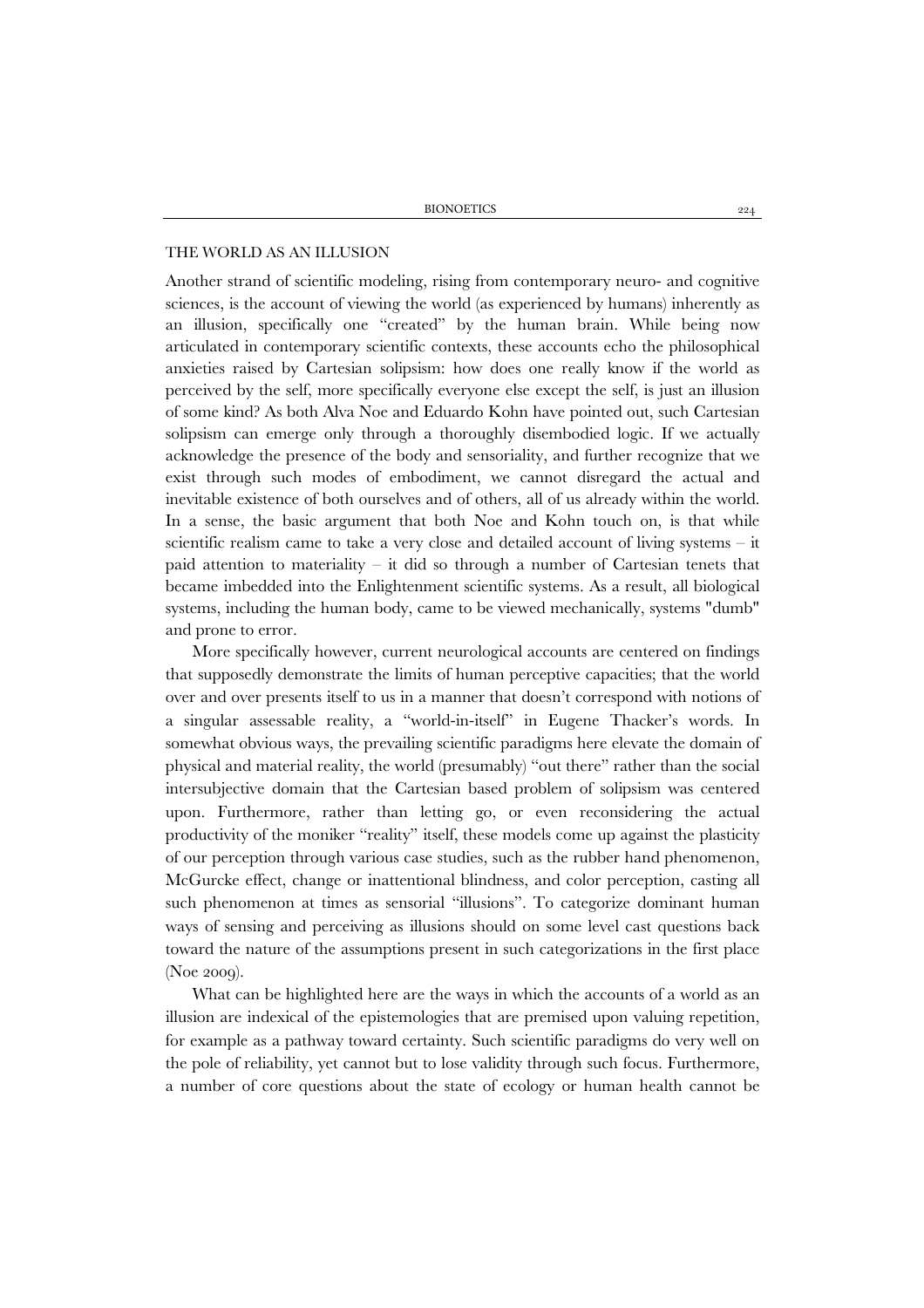## THE WORLD AS AN ILLUSION

Another strand of scientific modeling, rising from contemporary neuro- and cognitive sciences, is the account of viewing the world (as experienced by humans) inherently as an illusion, specifically one "created" by the human brain. While being now articulated in contemporary scientific contexts, these accounts echo the philosophical anxieties raised by Cartesian solipsism: how does one really know if the world as perceived by the self, more specifically everyone else except the self, is just an illusion of some kind? As both Alva Noe and Eduardo Kohn have pointed out, such Cartesian solipsism can emerge only through a thoroughly disembodied logic. If we actually acknowledge the presence of the body and sensoriality, and further recognize that we exist through such modes of embodiment, we cannot disregard the actual and inevitable existence of both ourselves and of others, all of us already within the world. In a sense, the basic argument that both Noe and Kohn touch on, is that while scientific realism came to take a very close and detailed account of living systems – it paid attention to materiality – it did so through a number of Cartesian tenets that became imbedded into the Enlightenment scientific systems. As a result, all biological systems, including the human body, came to be viewed mechanically, systems "dumb" and prone to error.

More specifically however, current neurological accounts are centered on findings that supposedly demonstrate the limits of human perceptive capacities; that the world over and over presents itself to us in a manner that doesn't correspond with notions of a singular assessable reality, a "world-in-itself" in Eugene Thacker's words. In somewhat obvious ways, the prevailing scientific paradigms here elevate the domain of physical and material reality, the world (presumably) "out there" rather than the social intersubjective domain that the Cartesian based problem of solipsism was centered upon. Furthermore, rather than letting go, or even reconsidering the actual productivity of the moniker "reality" itself, these models come up against the plasticity of our perception through various case studies, such as the rubber hand phenomenon, McGurcke effect, change or inattentional blindness, and color perception, casting all such phenomenon at times as sensorial "illusions". To categorize dominant human ways of sensing and perceiving as illusions should on some level cast questions back toward the nature of the assumptions present in such categorizations in the first place (Noe 2009).

What can be highlighted here are the ways in which the accounts of a world as an illusion are indexical of the epistemologies that are premised upon valuing repetition, for example as a pathway toward certainty. Such scientific paradigms do very well on the pole of reliability, yet cannot but to lose validity through such focus. Furthermore, a number of core questions about the state of ecology or human health cannot be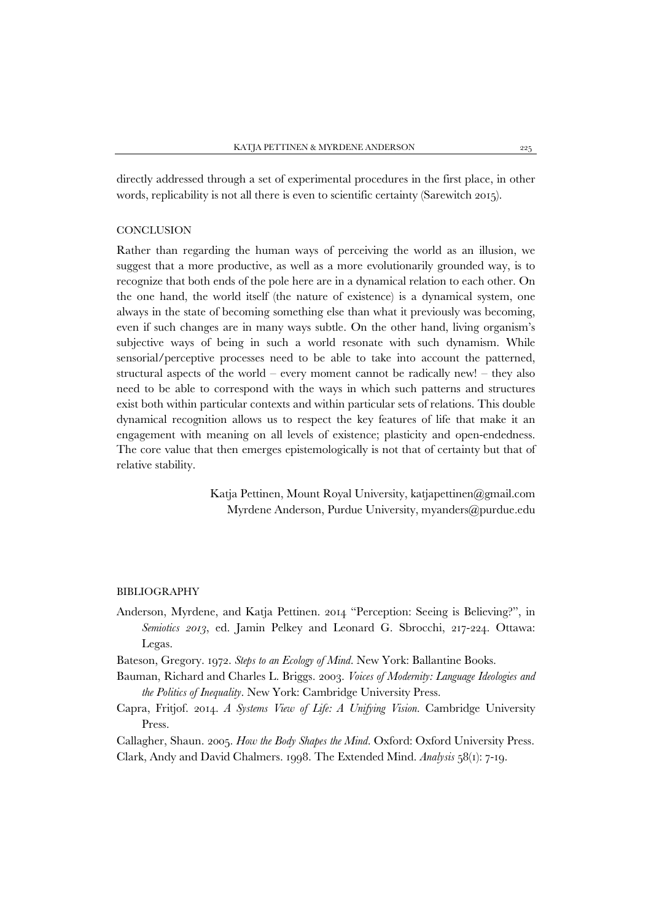directly addressed through a set of experimental procedures in the first place, in other words, replicability is not all there is even to scientific certainty (Sarewitch 2015).

## CONCLUSION

Rather than regarding the human ways of perceiving the world as an illusion, we suggest that a more productive, as well as a more evolutionarily grounded way, is to recognize that both ends of the pole here are in a dynamical relation to each other. On the one hand, the world itself (the nature of existence) is a dynamical system, one always in the state of becoming something else than what it previously was becoming, even if such changes are in many ways subtle. On the other hand, living organism's subjective ways of being in such a world resonate with such dynamism. While sensorial/perceptive processes need to be able to take into account the patterned, structural aspects of the world – every moment cannot be radically new! – they also need to be able to correspond with the ways in which such patterns and structures exist both within particular contexts and within particular sets of relations. This double dynamical recognition allows us to respect the key features of life that make it an engagement with meaning on all levels of existence; plasticity and open-endedness. The core value that then emerges epistemologically is not that of certainty but that of relative stability.

Katja Pettinen, Mount Royal University, katjapettinen@gmail.com
Myrdene Anderson, Purdue University, myanders@purdue.edu

## BIBLIOGRAPHY

Anderson, Myrdene, and Katja Pettinen. 2014 "Perception: Seeing is Believing?", in *Semiotics 2013*, ed. Jamin Pelkey and Leonard G. Sbrocchi, 217-224. Ottawa: Legas.

Bateson, Gregory. 1972. *Steps to an Ecology of Mind*. New York: Ballantine Books.

Bauman, Richard and Charles L. Briggs. 2003. *Voices of Modernity: Language Ideologies and the Politics of Inequality*. New York: Cambridge University Press.

Capra, Fritjof. 2014. *A Systems View of Life: A Unifying Vision*. Cambridge University Press.

Callagher, Shaun. 2005. *How the Body Shapes the Mind*. Oxford: Oxford University Press.

Clark, Andy and David Chalmers. 1998. The Extended Mind. *Analysis* 58(1): 7-19.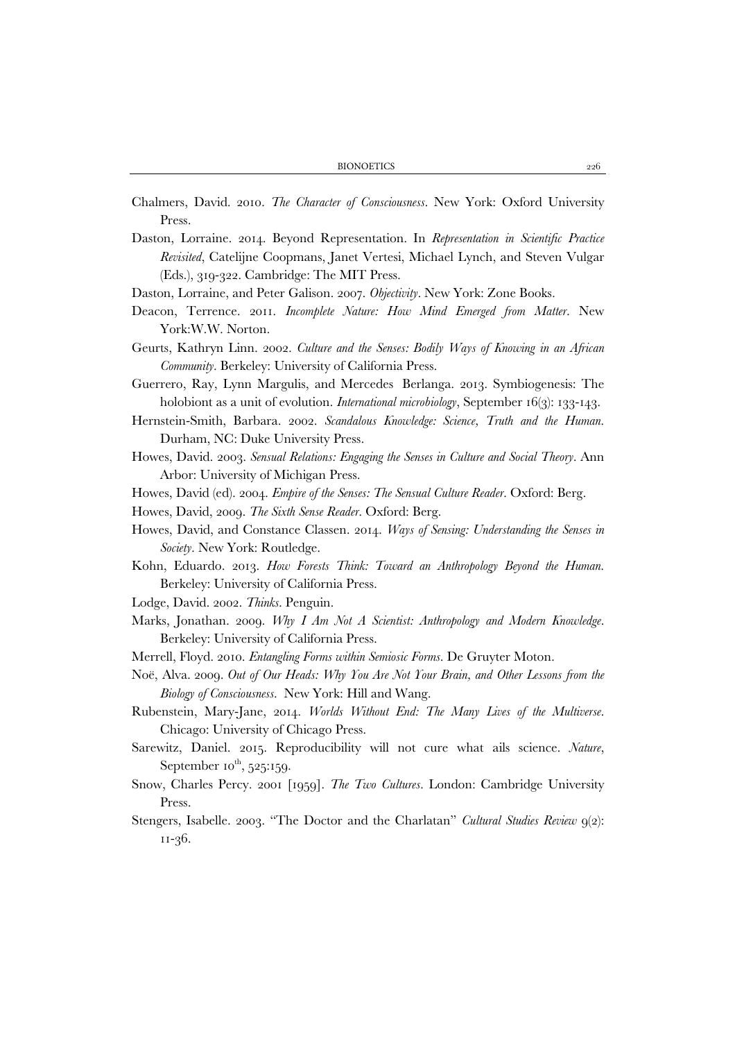Chalmers, David. 2010. *The Character of Consciousness*. New York: Oxford University Press.

Daston, Lorraine. 2014. Beyond Representation. In *Representation in Scientific Practice Revisited*, Catelijne Coopmans, Janet Vertesi, Michael Lynch, and Steven Vulgar (Eds.), 319-322. Cambridge: The MIT Press.

Daston, Lorraine, and Peter Galison. 2007. *Objectivity*. New York: Zone Books.

Deacon, Terrence. 2011. *Incomplete Nature: How Mind Emerged from Matter*. New York:W.W. Norton.

Geurts, Kathryn Linn. 2002. *Culture and the Senses: Bodily Ways of Knowing in an African Community*. Berkeley: University of California Press.

Guerrero, Ray, Lynn Margulis, and Mercedes Berlanga. 2013. Symbiogenesis: The holobiont as a unit of evolution. *International microbiology*, September 16(3): 133-143.

Hernstein-Smith, Barbara. 2002. *Scandalous Knowledge: Science, Truth and the Human*. Durham, NC: Duke University Press.

Howes, David. 2003. *Sensual Relations: Engaging the Senses in Culture and Social Theory*. Ann Arbor: University of Michigan Press.

Howes, David (ed). 2004. *Empire of the Senses: The Sensual Culture Reader*. Oxford: Berg.

Howes, David, 2009. *The Sixth Sense Reader*. Oxford: Berg.

Howes, David, and Constance Classen. 2014. *Ways of Sensing: Understanding the Senses in Society*. New York: Routledge.

Kohn, Eduardo. 2013. *How Forests Think: Toward an Anthropology Beyond the Human*. Berkeley: University of California Press.

Lodge, David. 2002. *Thinks*. Penguin.

Marks, Jonathan. 2009. *Why I Am Not A Scientist: Anthropology and Modern Knowledge*. Berkeley: University of California Press.

Merrell, Floyd. 2010. *Entangling Forms within Semiosic Forms*. De Gruyter Moton.

Noë, Alva. 2009. *Out of Our Heads: Why You Are Not Your Brain, and Other Lessons from the Biology of Consciousness*. New York: Hill and Wang.

Rubenstein, Mary-Jane, 2014. *Worlds Without End: The Many Lives of the Multiverse*. Chicago: University of Chicago Press.

Sarewitz, Daniel. 2015. Reproducibility will not cure what ails science. *Nature*, September 10th, 525:159.

Snow, Charles Percy. 2001 [1959]. *The Two Cultures*. London: Cambridge University Press.

Stengers, Isabelle. 2003. "The Doctor and the Charlatan" *Cultural Studies Review* 9(2): 11-36.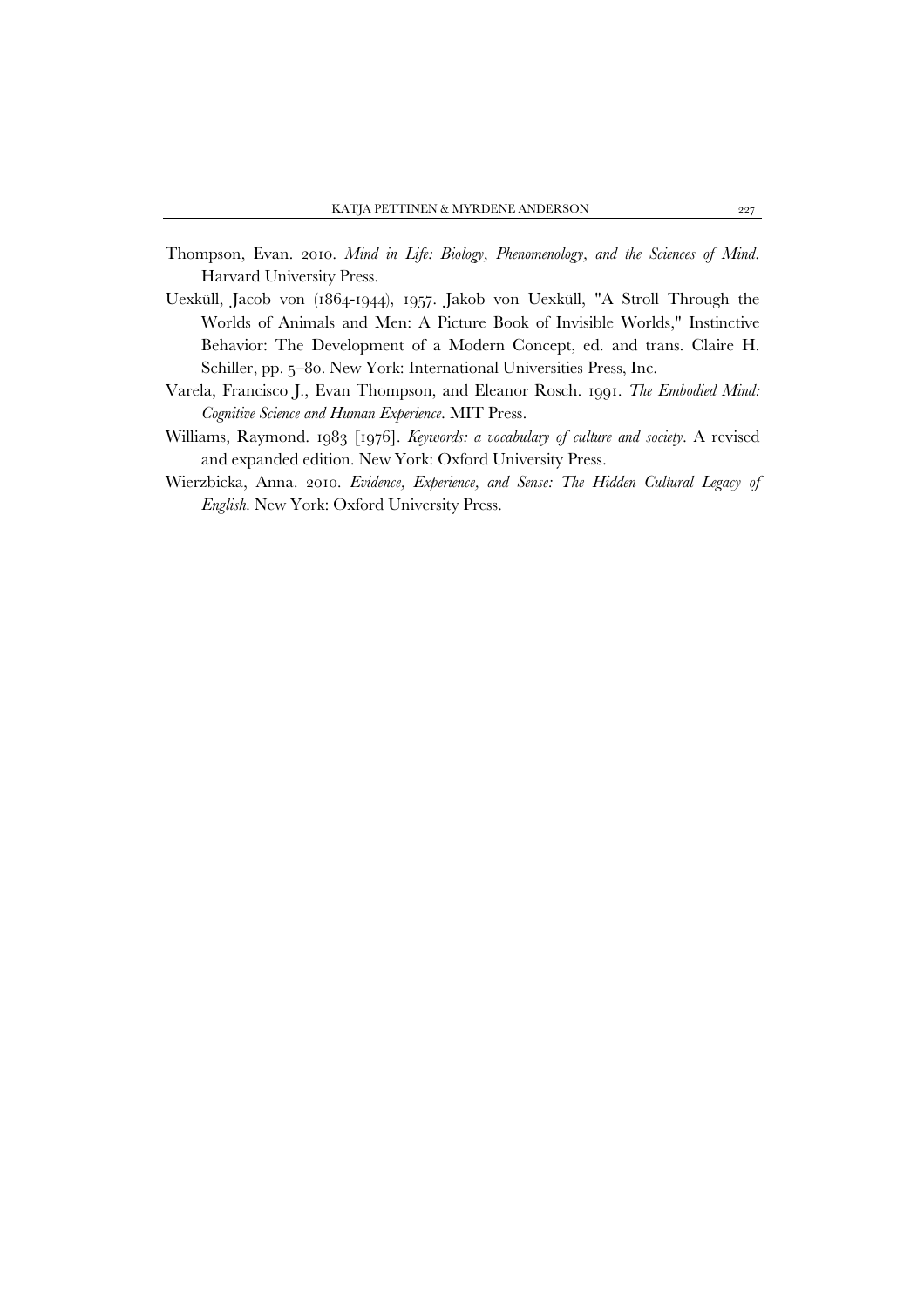Thompson, Evan. 2010. *Mind in Life: Biology, Phenomenology, and the Sciences of Mind*. Harvard University Press.

Uexküll, Jacob von (1864-1944), 1957. Jakob von Uexküll, "A Stroll Through the Worlds of Animals and Men: A Picture Book of Invisible Worlds," Instinctive Behavior: The Development of a Modern Concept, ed. and trans. Claire H. Schiller, pp. 5–80. New York: International Universities Press, Inc.

Varela, Francisco J., Evan Thompson, and Eleanor Rosch. 1991. *The Embodied Mind: Cognitive Science and Human Experience*. MIT Press.

Williams, Raymond. 1983 [1976]. *Keywords: a vocabulary of culture and society*. A revised and expanded edition. New York: Oxford University Press.

Wierzbicka, Anna. 2010. *Evidence, Experience, and Sense: The Hidden Cultural Legacy of English*. New York: Oxford University Press.